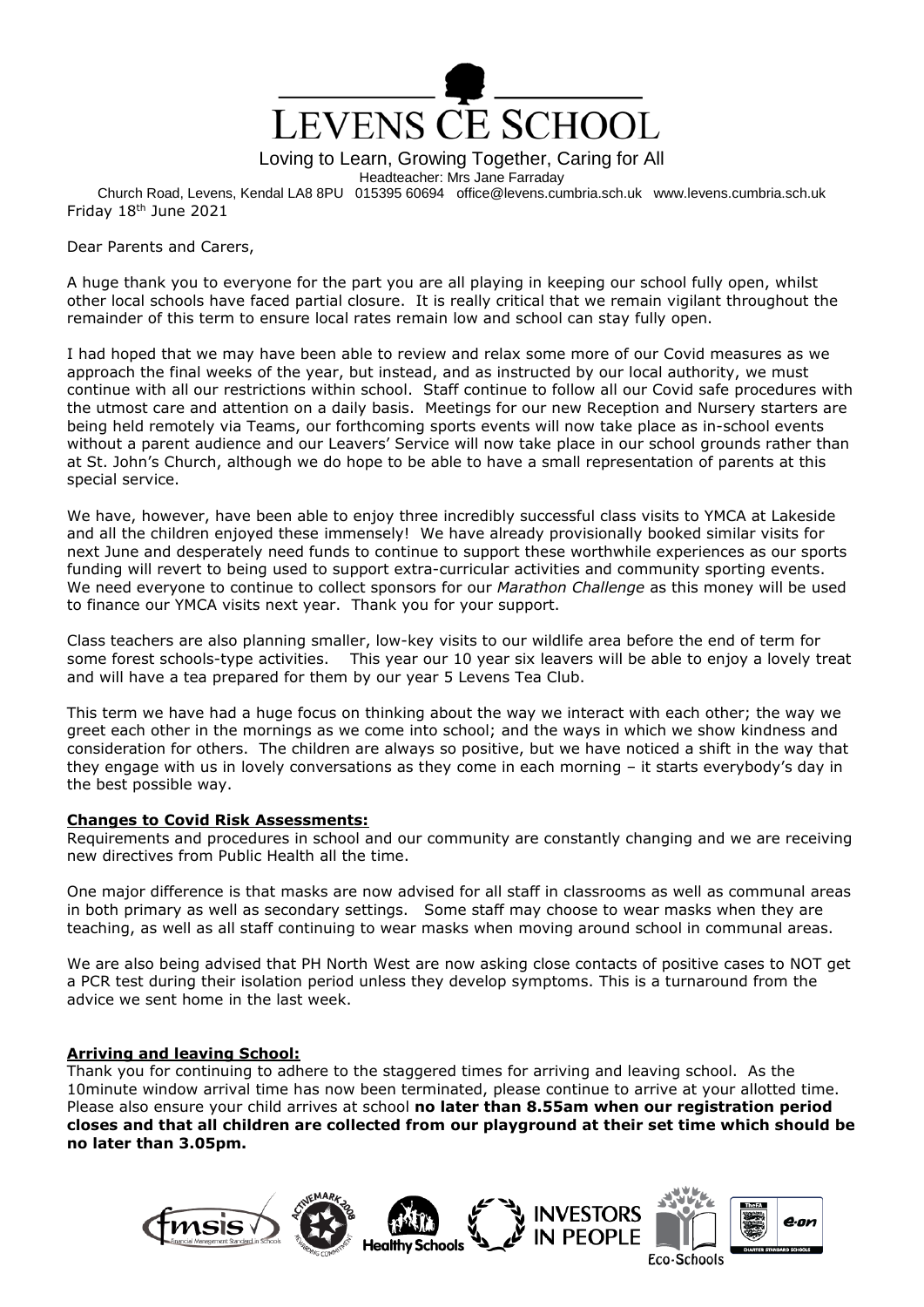# LEVENS CE SCHOOL

Loving to Learn, Growing Together, Caring for All

Headteacher: Mrs Jane Farraday

Church Road, Levens, Kendal LA8 8PU 015395 60694 office@levens.cumbria.sch.uk www.levens.cumbria.sch.uk

Friday 18th June 2021

Dear Parents and Carers,

A huge thank you to everyone for the part you are all playing in keeping our school fully open, whilst other local schools have faced partial closure. It is really critical that we remain vigilant throughout the remainder of this term to ensure local rates remain low and school can stay fully open.

I had hoped that we may have been able to review and relax some more of our Covid measures as we approach the final weeks of the year, but instead, and as instructed by our local authority, we must continue with all our restrictions within school. Staff continue to follow all our Covid safe procedures with the utmost care and attention on a daily basis. Meetings for our new Reception and Nursery starters are being held remotely via Teams, our forthcoming sports events will now take place as in-school events without a parent audience and our Leavers' Service will now take place in our school grounds rather than at St. John's Church, although we do hope to be able to have a small representation of parents at this special service.

We have, however, have been able to enjoy three incredibly successful class visits to YMCA at Lakeside and all the children enjoyed these immensely! We have already provisionally booked similar visits for next June and desperately need funds to continue to support these worthwhile experiences as our sports funding will revert to being used to support extra-curricular activities and community sporting events. We need everyone to continue to collect sponsors for our *Marathon Challenge* as this money will be used to finance our YMCA visits next year. Thank you for your support.

Class teachers are also planning smaller, low-key visits to our wildlife area before the end of term for some forest schools-type activities. This year our 10 year six leavers will be able to enjoy a lovely treat and will have a tea prepared for them by our year 5 Levens Tea Club.

This term we have had a huge focus on thinking about the way we interact with each other; the way we greet each other in the mornings as we come into school; and the ways in which we show kindness and consideration for others. The children are always so positive, but we have noticed a shift in the way that they engage with us in lovely conversations as they come in each morning – it starts everybody's day in the best possible way.

**Changes to Covid Risk Assessments:**

Requirements and procedures in school and our community are constantly changing and we are receiving new directives from Public Health all the time.

One major difference is that masks are now advised for all staff in classrooms as well as communal areas in both primary as well as secondary settings. Some staff may choose to wear masks when they are teaching, as well as all staff continuing to wear masks when moving around school in communal areas.

We are also being advised that PH North West are now asking close contacts of positive cases to NOT get a PCR test during their isolation period unless they develop symptoms. This is a turnaround from the advice we sent home in the last week.

**Arriving and leaving School:**

Thank you for continuing to adhere to the staggered times for arriving and leaving school. As the 10minute window arrival time has now been terminated, please continue to arrive at your allotted time. Please also ensure your child arrives at school **no later than 8.55am when our registration period closes and that all children are collected from our playground at their set time which should be no later than 3.05pm.**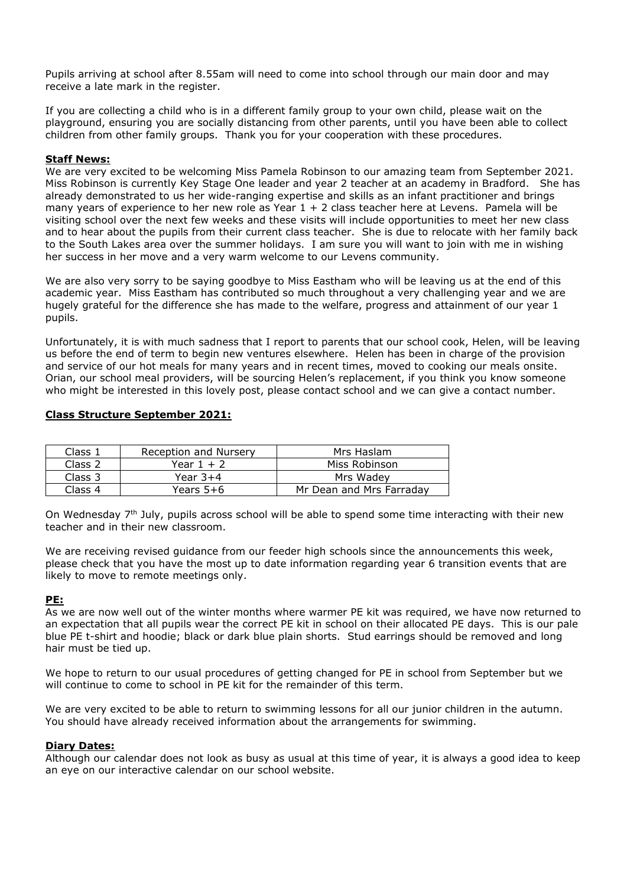Pupils arriving at school after 8.55am will need to come into school through our main door and may receive a late mark in the register.

If you are collecting a child who is in a different family group to your own child, please wait on the playground, ensuring you are socially distancing from other parents, until you have been able to collect children from other family groups. Thank you for your cooperation with these procedures.

**Staff News:**

We are very excited to be welcoming Miss Pamela Robinson to our amazing team from September 2021. Miss Robinson is currently Key Stage One leader and year 2 teacher at an academy in Bradford. She has already demonstrated to us her wide-ranging expertise and skills as an infant practitioner and brings many years of experience to her new role as Year 1 + 2 class teacher here at Levens. Pamela will be visiting school over the next few weeks and these visits will include opportunities to meet her new class and to hear about the pupils from their current class teacher. She is due to relocate with her family back to the South Lakes area over the summer holidays. I am sure you will want to join with me in wishing her success in her move and a very warm welcome to our Levens community.

We are also very sorry to be saying goodbye to Miss Eastham who will be leaving us at the end of this academic year. Miss Eastham has contributed so much throughout a very challenging year and we are hugely grateful for the difference she has made to the welfare, progress and attainment of our year 1 pupils.

Unfortunately, it is with much sadness that I report to parents that our school cook, Helen, will be leaving us before the end of term to begin new ventures elsewhere. Helen has been in charge of the provision and service of our hot meals for many years and in recent times, moved to cooking our meals onsite. Orian, our school meal providers, will be sourcing Helen's replacement, if you think you know someone who might be interested in this lovely post, please contact school and we can give a contact number.

**Class Structure September 2021:**

| Class 1 | Reception and Nursery | Mrs Haslam |
|---|---|---|
| Class 2 | Year 1 + 2 | Miss Robinson |
| Class 3 | Year 3+4 | Mrs Wadey |
| Class 4 | Years 5+6 | Mr Dean and Mrs Farraday |

On Wednesday 7th July, pupils across school will be able to spend some time interacting with their new teacher and in their new classroom.

We are receiving revised guidance from our feeder high schools since the announcements this week, please check that you have the most up to date information regarding year 6 transition events that are likely to move to remote meetings only.

**PE:**

As we are now well out of the winter months where warmer PE kit was required, we have now returned to an expectation that all pupils wear the correct PE kit in school on their allocated PE days. This is our pale blue PE t-shirt and hoodie; black or dark blue plain shorts. Stud earrings should be removed and long hair must be tied up.

We hope to return to our usual procedures of getting changed for PE in school from September but we will continue to come to school in PE kit for the remainder of this term.

We are very excited to be able to return to swimming lessons for all our junior children in the autumn. You should have already received information about the arrangements for swimming.

**Diary Dates:**

Although our calendar does not look as busy as usual at this time of year, it is always a good idea to keep an eye on our interactive calendar on our school website.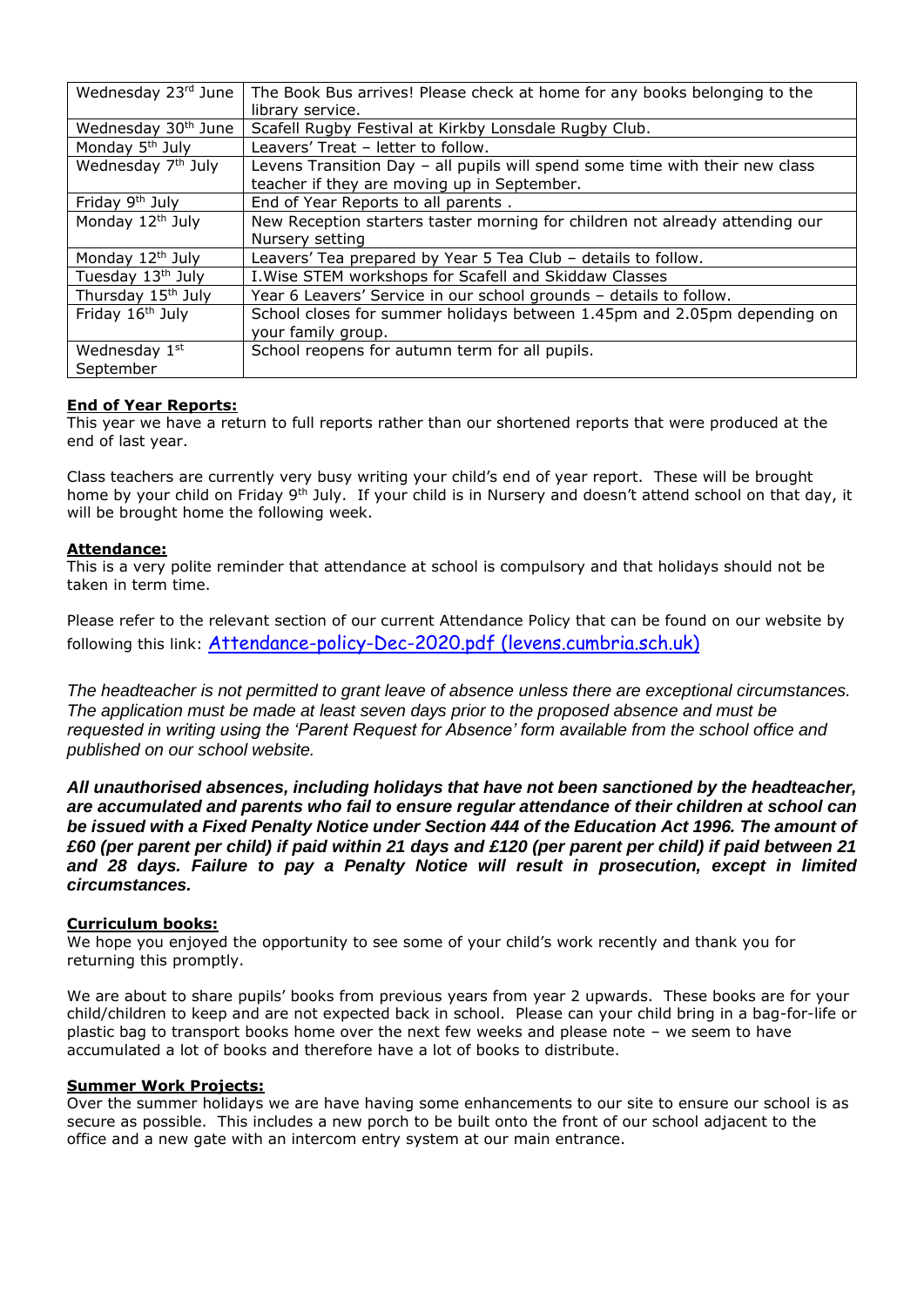| Wednesday 23rd June | The Book Bus arrives! Please check at home for any books belonging to the library service. |
|---|---|
| Wednesday 30th June | Scafell Rugby Festival at Kirkby Lonsdale Rugby Club. |
| Monday 5th July | Leavers' Treat – letter to follow. |
| Wednesday 7th July | Levens Transition Day – all pupils will spend some time with their new class teacher if they are moving up in September. |
| Friday 9th July | End of Year Reports to all parents . |
| Monday 12th July | New Reception starters taster morning for children not already attending our Nursery setting |
| Monday 12th July | Leavers' Tea prepared by Year 5 Tea Club – details to follow. |
| Tuesday 13th July | I.Wise STEM workshops for Scafell and Skiddaw Classes |
| Thursday 15th July | Year 6 Leavers' Service in our school grounds – details to follow. |
| Friday 16th July | School closes for summer holidays between 1.45pm and 2.05pm depending on your family group. |
| Wednesday 1st September | School reopens for autumn term for all pupils. |

**End of Year Reports:**

This year we have a return to full reports rather than our shortened reports that were produced at the end of last year.

Class teachers are currently very busy writing your child's end of year report. These will be brought home by your child on Friday 9th July. If your child is in Nursery and doesn't attend school on that day, it will be brought home the following week.

**Attendance:**

This is a very polite reminder that attendance at school is compulsory and that holidays should not be taken in term time.

Please refer to the relevant section of our current Attendance Policy that can be found on our website by following this link: Attendance-policy-Dec-2020.pdf (levens.cumbria.sch.uk)

*The headteacher is not permitted to grant leave of absence unless there are exceptional circumstances. The application must be made at least seven days prior to the proposed absence and must be requested in writing using the 'Parent Request for Absence' form available from the school office and published on our school website.*

***All unauthorised absences, including holidays that have not been sanctioned by the headteacher, are accumulated and parents who fail to ensure regular attendance of their children at school can be issued with a Fixed Penalty Notice under Section 444 of the Education Act 1996. The amount of £60 (per parent per child) if paid within 21 days and £120 (per parent per child) if paid between 21 and 28 days. Failure to pay a Penalty Notice will result in prosecution, except in limited circumstances.***

**Curriculum books:**

We hope you enjoyed the opportunity to see some of your child's work recently and thank you for returning this promptly.

We are about to share pupils' books from previous years from year 2 upwards. These books are for your child/children to keep and are not expected back in school. Please can your child bring in a bag-for-life or plastic bag to transport books home over the next few weeks and please note – we seem to have accumulated a lot of books and therefore have a lot of books to distribute.

**Summer Work Projects:**

Over the summer holidays we are have having some enhancements to our site to ensure our school is as secure as possible. This includes a new porch to be built onto the front of our school adjacent to the office and a new gate with an intercom entry system at our main entrance.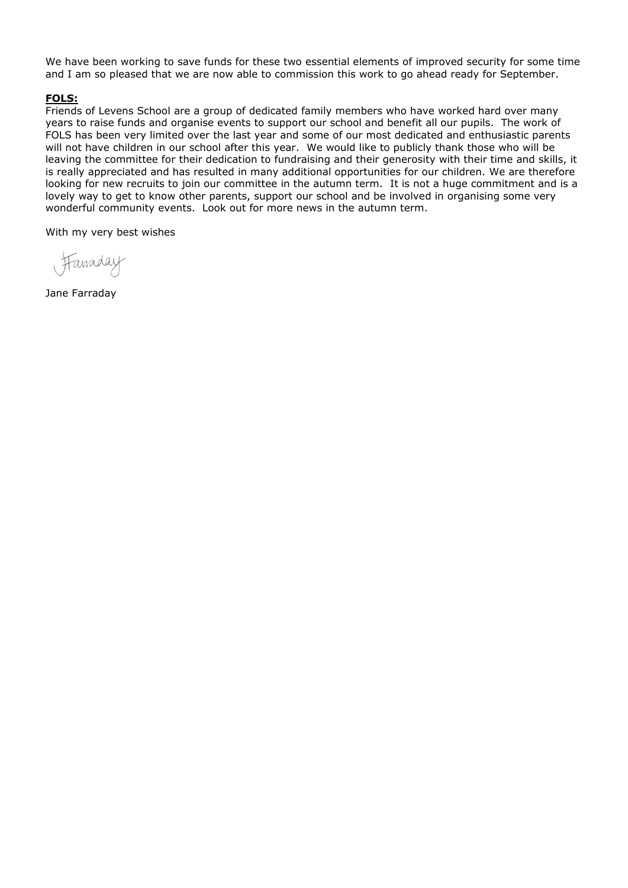We have been working to save funds for these two essential elements of improved security for some time and I am so pleased that we are now able to commission this work to go ahead ready for September.

**FOLS:**

Friends of Levens School are a group of dedicated family members who have worked hard over many years to raise funds and organise events to support our school and benefit all our pupils. The work of FOLS has been very limited over the last year and some of our most dedicated and enthusiastic parents will not have children in our school after this year. We would like to publicly thank those who will be leaving the committee for their dedication to fundraising and their generosity with their time and skills, it is really appreciated and has resulted in many additional opportunities for our children. We are therefore looking for new recruits to join our committee in the autumn term. It is not a huge commitment and is a lovely way to get to know other parents, support our school and be involved in organising some very wonderful community events. Look out for more news in the autumn term.

With my very best wishes

JFarraday

Jane Farraday